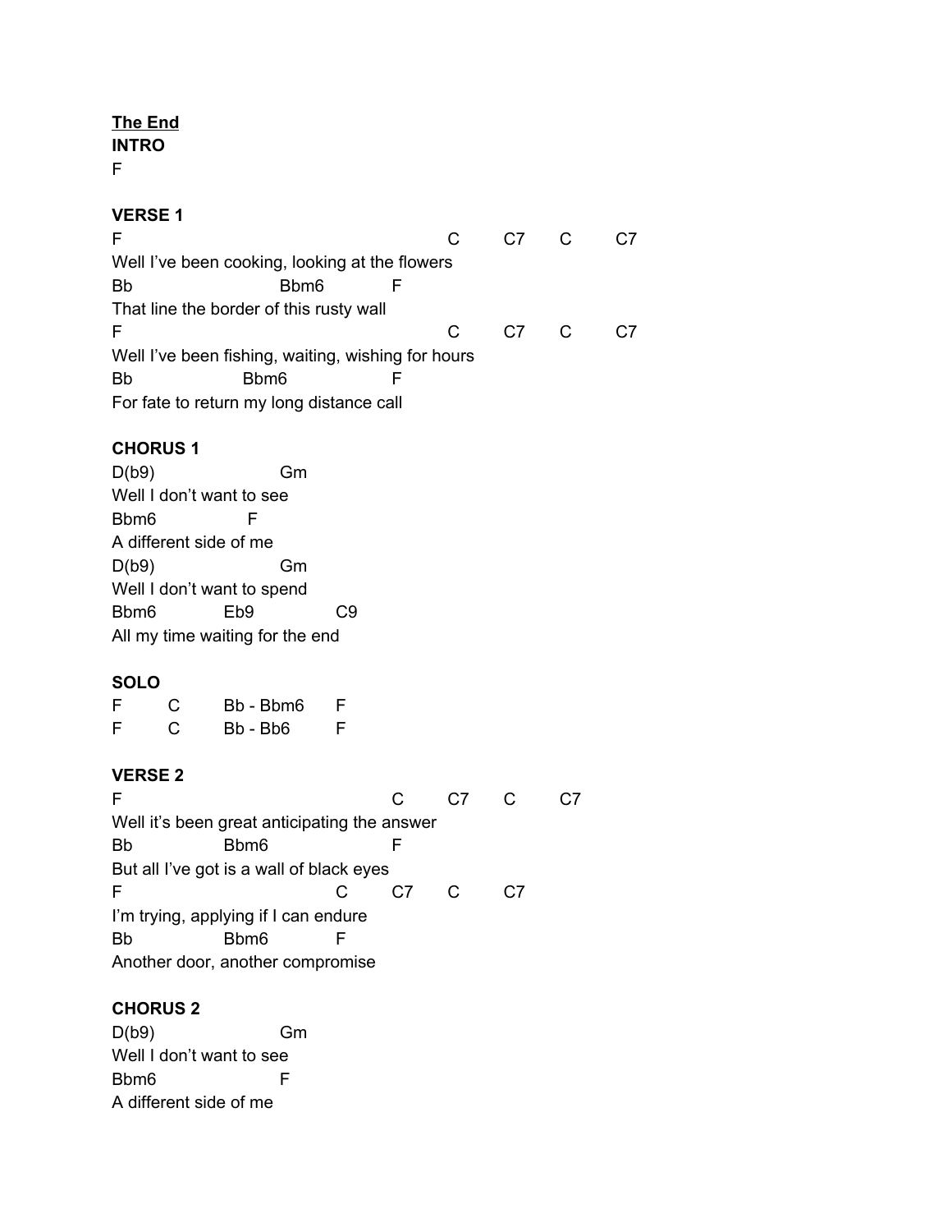**The End**

**INTRO**

F

**VERSE 1**

```
F                                              C       C7      C       C7
Well I've been cooking, looking at the flowers
Bb                      Bbm6            F
That line the border of this rusty wall
F                                              C       C7      C       C7
Well I've been fishing, waiting, wishing for hours
Bb                  Bbm6                F
For fate to return my long distance call
```

**CHORUS 1**

```
D(b9)                   Gm
Well I don't want to see
Bbm6                F
A different side of me
D(b9)                   Gm
Well I don't want to spend
Bbm6            Eb9             C9
All my time waiting for the end
```

**SOLO**

```
F       C       Bb - Bbm6       F
F       C       Bb - Bb6        F
```

**VERSE 2**

```
F                                       C       C7      C       C7
Well it's been great anticipating the answer
Bb              Bbm6                    F
But all I've got is a wall of black eyes
F                               C       C7      C       C7
I'm trying, applying if I can endure
Bb              Bbm6            F
Another door, another compromise
```

**CHORUS 2**

```
D(b9)                   Gm
Well I don't want to see
Bbm6                    F
A different side of me
```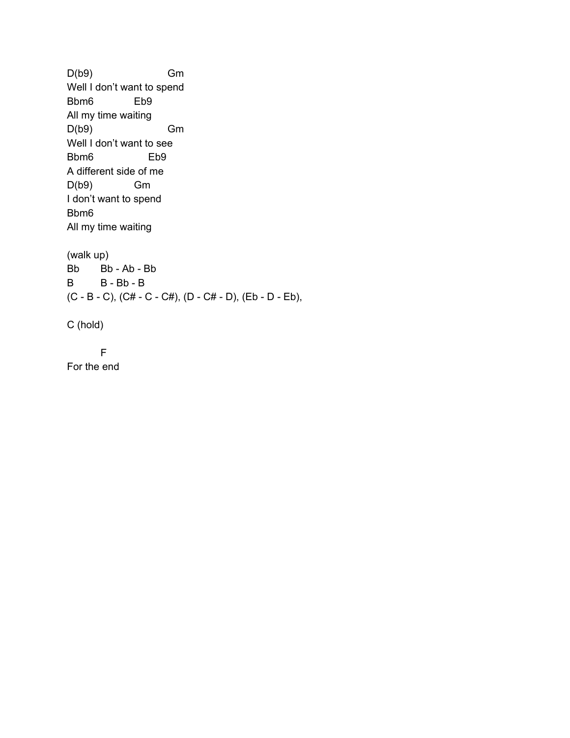```
D(b9)                   Gm
Well I don't want to spend
Bbm6          Eb9
All my time waiting
D(b9)                   Gm
Well I don't want to see
Bbm6               Eb9
A different side of me
D(b9)          Gm
I don't want to spend
Bbm6
All my time waiting

(walk up)
Bb      Bb - Ab - Bb
B       B - Bb - B
(C - B - C), (C# - C - C#), (D - C# - D), (Eb - D - Eb),

C (hold)

        F
For the end
```